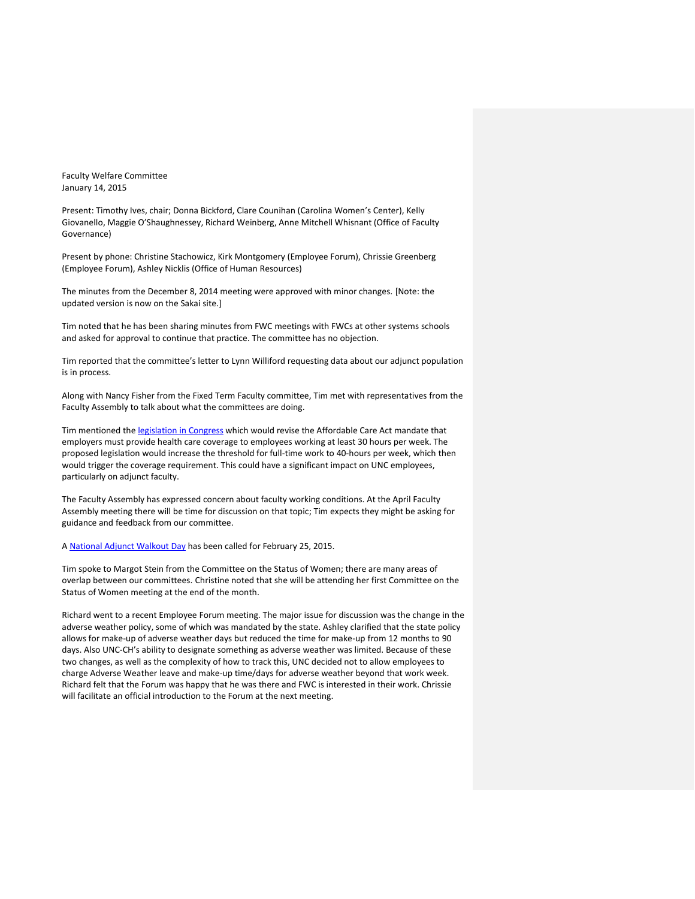Faculty Welfare Committee
January 14, 2015

Present: Timothy Ives, chair; Donna Bickford, Clare Counihan (Carolina Women's Center), Kelly Giovanello, Maggie O'Shaughnessey, Richard Weinberg, Anne Mitchell Whisnant (Office of Faculty Governance)

Present by phone: Christine Stachowicz, Kirk Montgomery (Employee Forum), Chrissie Greenberg (Employee Forum), Ashley Nicklis (Office of Human Resources)

The minutes from the December 8, 2014 meeting were approved with minor changes. [Note: the updated version is now on the Sakai site.]

Tim noted that he has been sharing minutes from FWC meetings with FWCs at other systems schools and asked for approval to continue that practice. The committee has no objection.

Tim reported that the committee's letter to Lynn Williford requesting data about our adjunct population is in process.

Along with Nancy Fisher from the Fixed Term Faculty committee, Tim met with representatives from the Faculty Assembly to talk about what the committees are doing.

Tim mentioned the legislation in Congress which would revise the Affordable Care Act mandate that employers must provide health care coverage to employees working at least 30 hours per week. The proposed legislation would increase the threshold for full-time work to 40-hours per week, which then would trigger the coverage requirement. This could have a significant impact on UNC employees, particularly on adjunct faculty.

The Faculty Assembly has expressed concern about faculty working conditions. At the April Faculty Assembly meeting there will be time for discussion on that topic; Tim expects they might be asking for guidance and feedback from our committee.

A National Adjunct Walkout Day has been called for February 25, 2015.

Tim spoke to Margot Stein from the Committee on the Status of Women; there are many areas of overlap between our committees. Christine noted that she will be attending her first Committee on the Status of Women meeting at the end of the month.

Richard went to a recent Employee Forum meeting. The major issue for discussion was the change in the adverse weather policy, some of which was mandated by the state. Ashley clarified that the state policy allows for make-up of adverse weather days but reduced the time for make-up from 12 months to 90 days. Also UNC-CH's ability to designate something as adverse weather was limited. Because of these two changes, as well as the complexity of how to track this, UNC decided not to allow employees to charge Adverse Weather leave and make-up time/days for adverse weather beyond that work week. Richard felt that the Forum was happy that he was there and FWC is interested in their work. Chrissie will facilitate an official introduction to the Forum at the next meeting.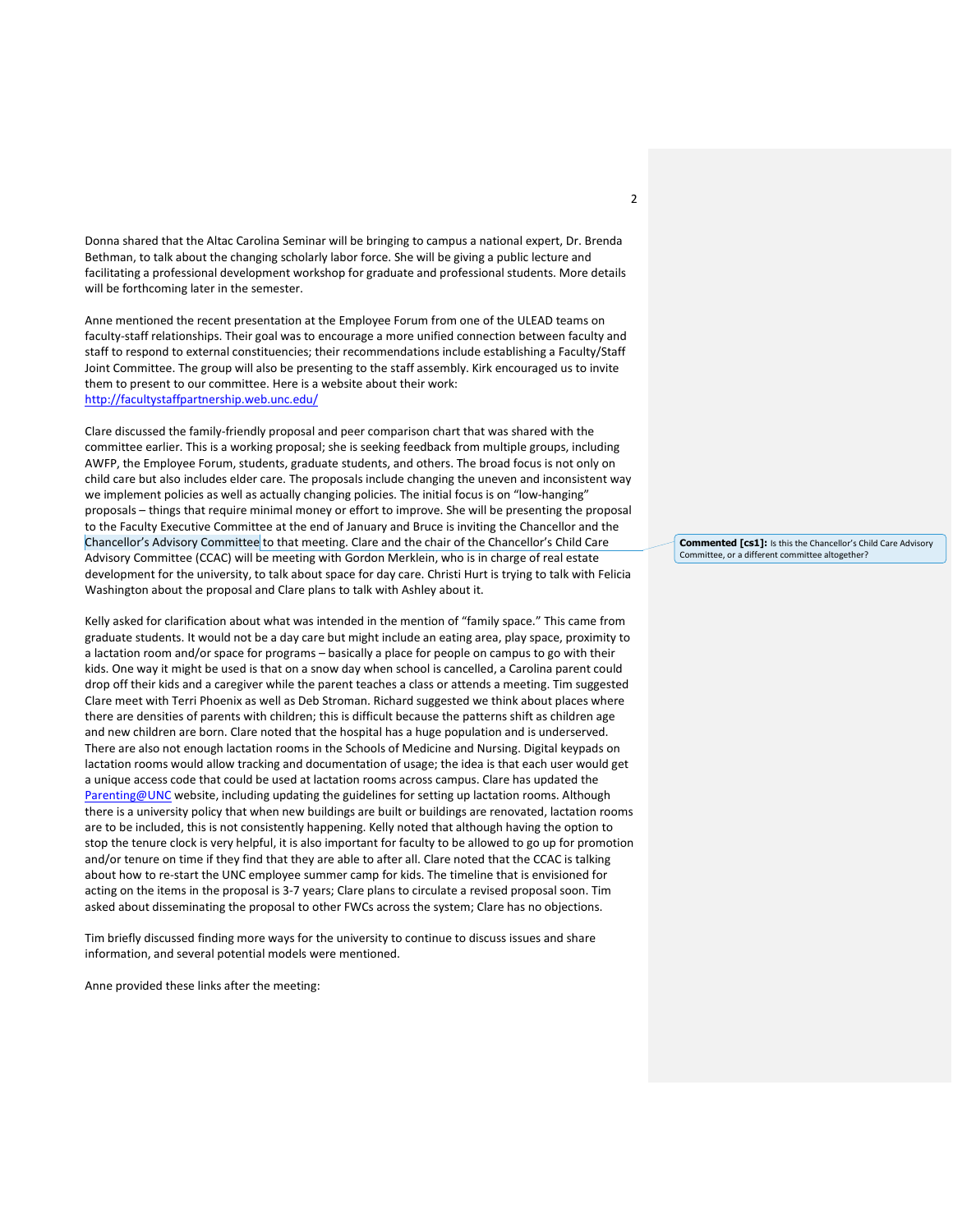Donna shared that the Altac Carolina Seminar will be bringing to campus a national expert, Dr. Brenda Bethman, to talk about the changing scholarly labor force. She will be giving a public lecture and facilitating a professional development workshop for graduate and professional students. More details will be forthcoming later in the semester.

Anne mentioned the recent presentation at the Employee Forum from one of the ULEAD teams on faculty-staff relationships. Their goal was to encourage a more unified connection between faculty and staff to respond to external constituencies; their recommendations include establishing a Faculty/Staff Joint Committee. The group will also be presenting to the staff assembly. Kirk encouraged us to invite them to present to our committee. Here is a website about their work: http://facultystaffpartnership.web.unc.edu/

Clare discussed the family-friendly proposal and peer comparison chart that was shared with the committee earlier. This is a working proposal; she is seeking feedback from multiple groups, including AWFP, the Employee Forum, students, graduate students, and others. The broad focus is not only on child care but also includes elder care. The proposals include changing the uneven and inconsistent way we implement policies as well as actually changing policies. The initial focus is on "low-hanging" proposals – things that require minimal money or effort to improve. She will be presenting the proposal to the Faculty Executive Committee at the end of January and Bruce is inviting the Chancellor and the Chancellor's Advisory Committee to that meeting. Clare and the chair of the Chancellor's Child Care Advisory Committee (CCAC) will be meeting with Gordon Merklein, who is in charge of real estate development for the university, to talk about space for day care. Christi Hurt is trying to talk with Felicia Washington about the proposal and Clare plans to talk with Ashley about it.

**Commented [cs1]:** Is this the Chancellor's Child Care Advisory Committee, or a different committee altogether?

Kelly asked for clarification about what was intended in the mention of "family space." This came from graduate students. It would not be a day care but might include an eating area, play space, proximity to a lactation room and/or space for programs – basically a place for people on campus to go with their kids. One way it might be used is that on a snow day when school is cancelled, a Carolina parent could drop off their kids and a caregiver while the parent teaches a class or attends a meeting. Tim suggested Clare meet with Terri Phoenix as well as Deb Stroman. Richard suggested we think about places where there are densities of parents with children; this is difficult because the patterns shift as children age and new children are born. Clare noted that the hospital has a huge population and is underserved. There are also not enough lactation rooms in the Schools of Medicine and Nursing. Digital keypads on lactation rooms would allow tracking and documentation of usage; the idea is that each user would get a unique access code that could be used at lactation rooms across campus. Clare has updated the Parenting@UNC website, including updating the guidelines for setting up lactation rooms. Although there is a university policy that when new buildings are built or buildings are renovated, lactation rooms are to be included, this is not consistently happening. Kelly noted that although having the option to stop the tenure clock is very helpful, it is also important for faculty to be allowed to go up for promotion and/or tenure on time if they find that they are able to after all. Clare noted that the CCAC is talking about how to re-start the UNC employee summer camp for kids. The timeline that is envisioned for acting on the items in the proposal is 3-7 years; Clare plans to circulate a revised proposal soon. Tim asked about disseminating the proposal to other FWCs across the system; Clare has no objections.

Tim briefly discussed finding more ways for the university to continue to discuss issues and share information, and several potential models were mentioned.

Anne provided these links after the meeting: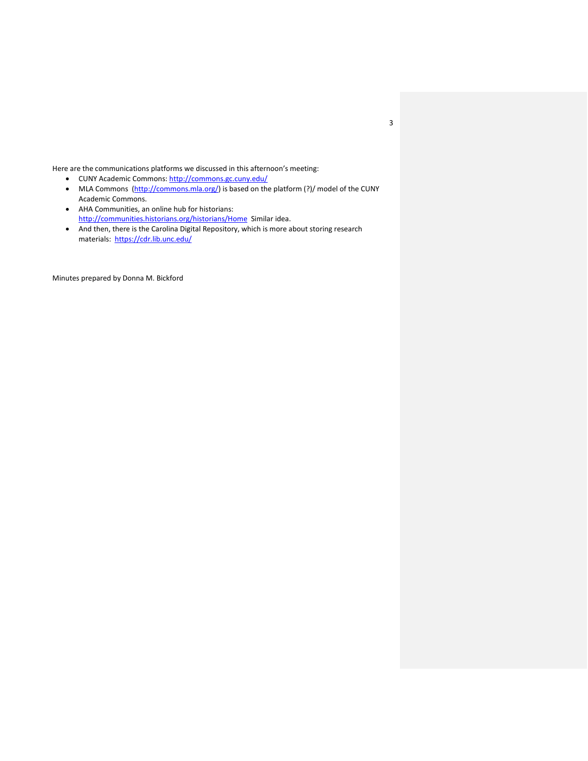Here are the communications platforms we discussed in this afternoon's meeting:

- CUNY Academic Commons: http://commons.gc.cuny.edu/
- MLA Commons (http://commons.mla.org/) is based on the platform (?)/ model of the CUNY Academic Commons.
- AHA Communities, an online hub for historians: http://communities.historians.org/historians/Home Similar idea.
- And then, there is the Carolina Digital Repository, which is more about storing research materials: https://cdr.lib.unc.edu/

Minutes prepared by Donna M. Bickford